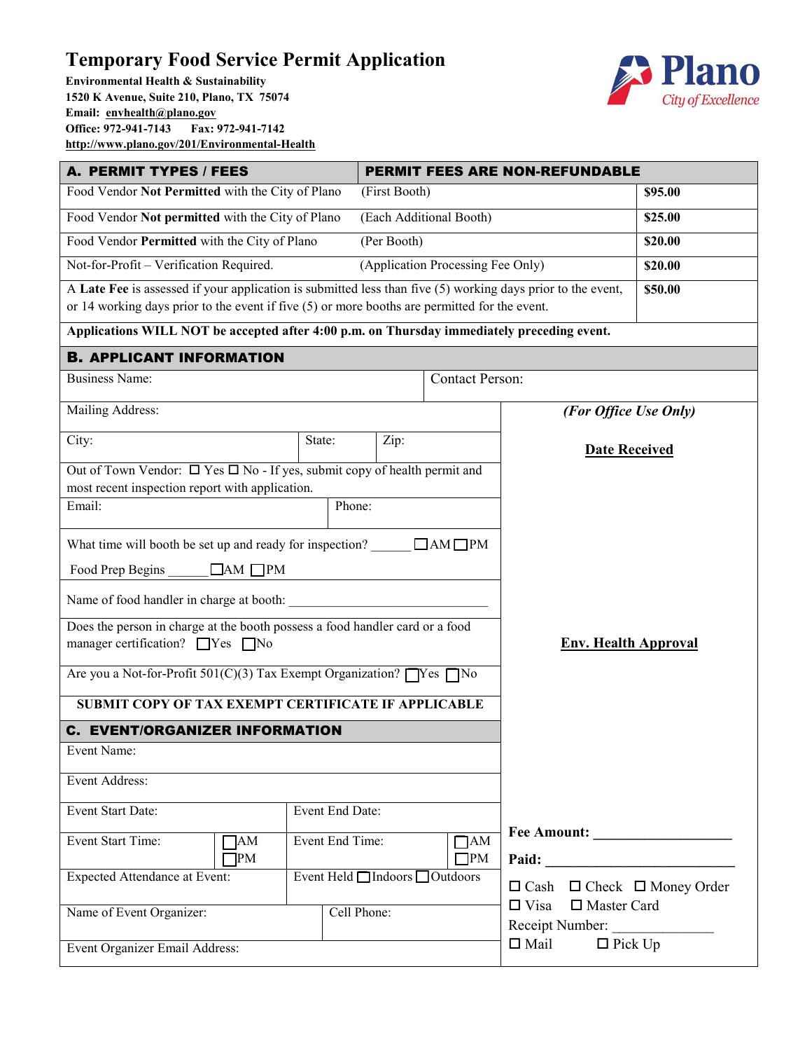# Temporary Food Service Permit Application

**Environmental Health & Sustainability**
**1520 K Avenue, Suite 210, Plano, TX 75074**
**Email: envhealth@plano.gov**
**Office: 972-941-7143 Fax: 972-941-7142**
**http://www.plano.gov/201/Environmental-Health**

Plano City of Excellence

| **A. PERMIT TYPES / FEES** | **PERMIT FEES ARE NON-REFUNDABLE** | |
|---|---|---|
| Food Vendor **Not Permitted** with the City of Plano | (First Booth) | **$95.00** |
| Food Vendor **Not permitted** with the City of Plano | (Each Additional Booth) | **$25.00** |
| Food Vendor **Permitted** with the City of Plano | (Per Booth) | **$20.00** |
| Not-for-Profit – Verification Required. | (Application Processing Fee Only) | **$20.00** |
| A **Late Fee** is assessed if your application is submitted less than five (5) working days prior to the event, or 14 working days prior to the event if five (5) or more booths are permitted for the event. | | **$50.00** |

**Applications WILL NOT be accepted after 4:00 p.m. on Thursday immediately preceding event.**

## B. APPLICANT INFORMATION

Business Name: | Contact Person:

Mailing Address:

City: | State: | Zip:

Out of Town Vendor: ☐ Yes ☐ No - If yes, submit copy of health permit and most recent inspection report with application.

Email: | Phone:

What time will booth be set up and ready for inspection? ______ ☐AM ☐PM

Food Prep Begins ______ ☐AM ☐PM

Name of food handler in charge at booth: ______________________________

Does the person in charge at the booth possess a food handler card or a food manager certification? ☐Yes ☐No

Are you a Not-for-Profit 501(C)(3) Tax Exempt Organization? ☐Yes ☐No

**SUBMIT COPY OF TAX EXEMPT CERTIFICATE IF APPLICABLE**

## C. EVENT/ORGANIZER INFORMATION

Event Name:

Event Address:

Event Start Date: | Event End Date:

Event Start Time: ☐AM ☐PM | Event End Time: ☐AM ☐PM

Expected Attendance at Event: | Event Held ☐Indoors ☐Outdoors

Name of Event Organizer: | Cell Phone:

Event Organizer Email Address:

***(For Office Use Only)***

**Date Received**

**Env. Health Approval**

**Fee Amount:** __________________

**Paid:** _________________________

☐ Cash ☐ Check ☐ Money Order
☐ Visa ☐ Master Card
Receipt Number: ______________
☐ Mail ☐ Pick Up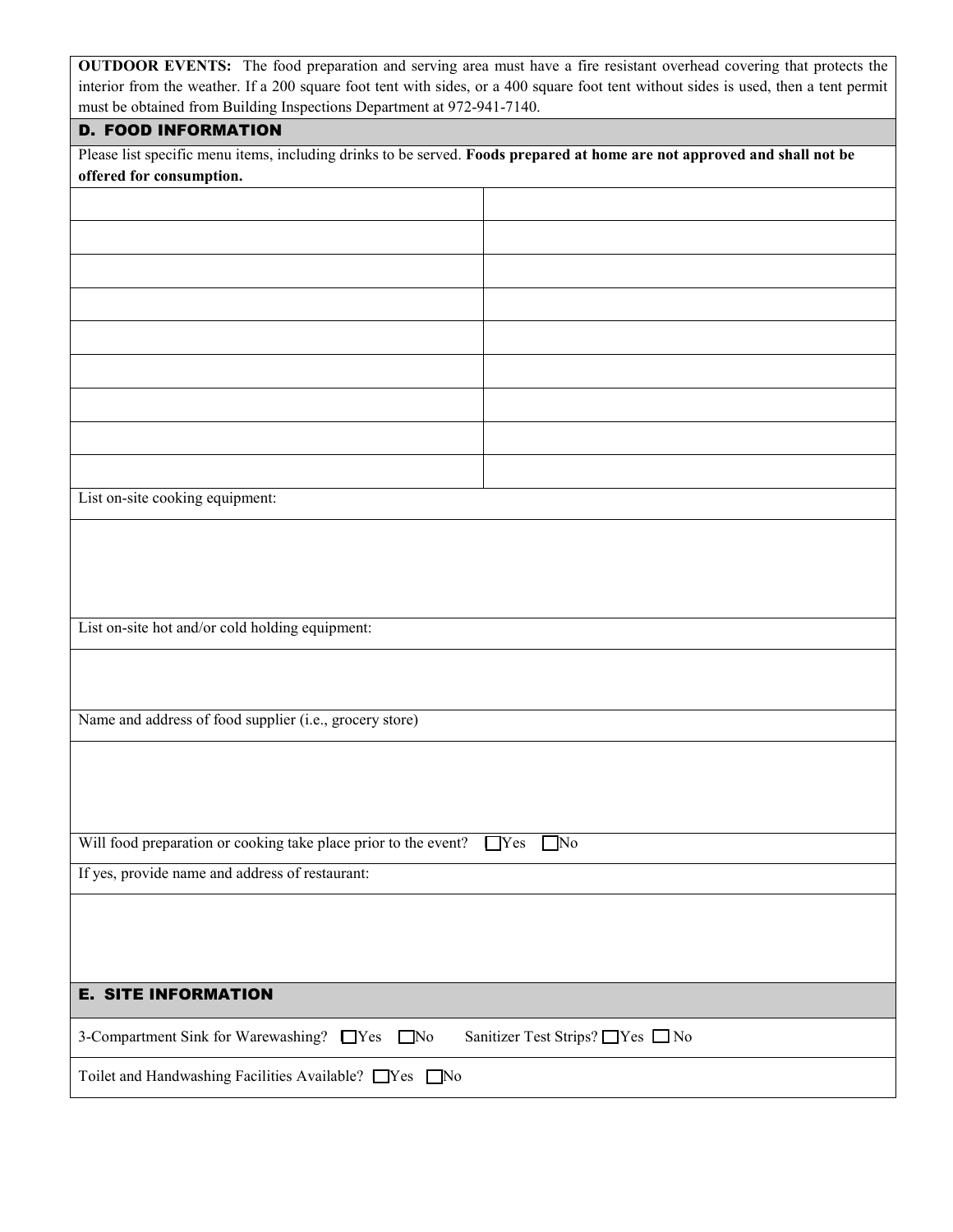**OUTDOOR EVENTS:** The food preparation and serving area must have a fire resistant overhead covering that protects the interior from the weather. If a 200 square foot tent with sides, or a 400 square foot tent without sides is used, then a tent permit must be obtained from Building Inspections Department at 972-941-7140.

## D. FOOD INFORMATION

Please list specific menu items, including drinks to be served. **Foods prepared at home are not approved and shall not be offered for consumption.**

| | |
|---|---|
| | |
| | |
| | |
| | |
| | |
| | |
| | |
| | |
| | |

List on-site cooking equipment:

List on-site hot and/or cold holding equipment:

Name and address of food supplier (i.e., grocery store)

Will food preparation or cooking take place prior to the event? ☐Yes ☐No

If yes, provide name and address of restaurant:

## E. SITE INFORMATION

3-Compartment Sink for Warewashing? ☐Yes ☐No Sanitizer Test Strips? ☐Yes ☐ No

Toilet and Handwashing Facilities Available? ☐Yes ☐No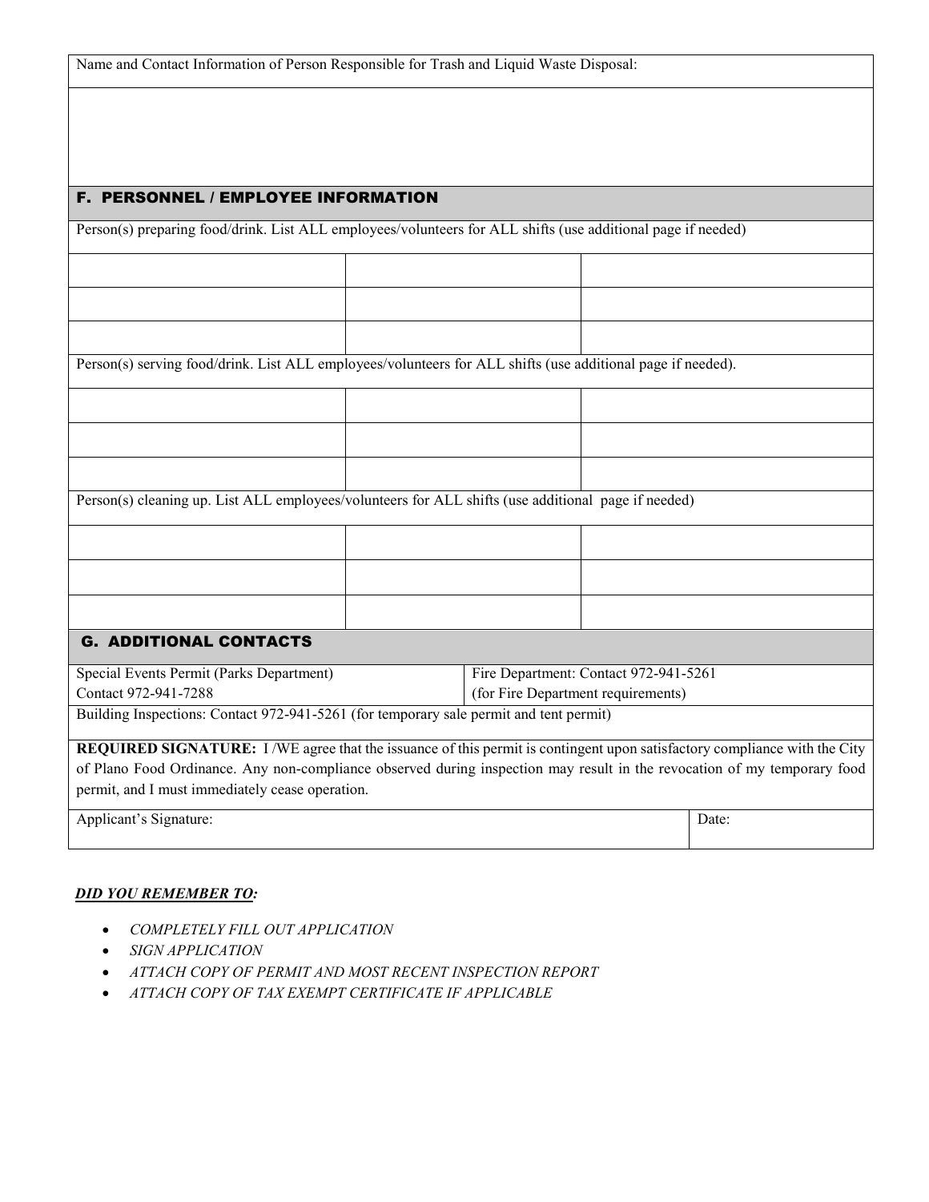Name and Contact Information of Person Responsible for Trash and Liquid Waste Disposal:

## F. PERSONNEL / EMPLOYEE INFORMATION

Person(s) preparing food/drink. List ALL employees/volunteers for ALL shifts (use additional page if needed)

| | | |
|---|---|---|
| | | |
| | | |
| | | |

Person(s) serving food/drink. List ALL employees/volunteers for ALL shifts (use additional page if needed).

| | | |
|---|---|---|
| | | |
| | | |
| | | |

Person(s) cleaning up. List ALL employees/volunteers for ALL shifts (use additional page if needed)

| | | |
|---|---|---|
| | | |
| | | |
| | | |

## G. ADDITIONAL CONTACTS

| | |
|---|---|
| Special Events Permit (Parks Department) Contact 972-941-7288 | Fire Department: Contact 972-941-5261 (for Fire Department requirements) |

Building Inspections: Contact 972-941-5261 (for temporary sale permit and tent permit)

**REQUIRED SIGNATURE:** I /WE agree that the issuance of this permit is contingent upon satisfactory compliance with the City of Plano Food Ordinance. Any non-compliance observed during inspection may result in the revocation of my temporary food permit, and I must immediately cease operation.

| | |
|---|---|
| Applicant's Signature: | Date: |

***DID YOU REMEMBER TO:***

- *COMPLETELY FILL OUT APPLICATION*
- *SIGN APPLICATION*
- *ATTACH COPY OF PERMIT AND MOST RECENT INSPECTION REPORT*
- *ATTACH COPY OF TAX EXEMPT CERTIFICATE IF APPLICABLE*